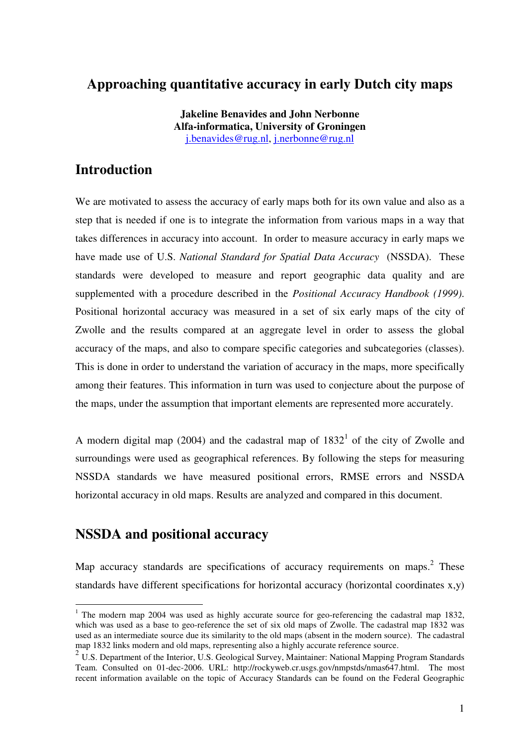# Approaching quantitative accuracy in early Dutch city maps

**Jakeline Benavides and John Nerbonne**
**Alfa-informatica, University of Groningen**
j.benavides@rug.nl, j.nerbonne@rug.nl

## Introduction

We are motivated to assess the accuracy of early maps both for its own value and also as a step that is needed if one is to integrate the information from various maps in a way that takes differences in accuracy into account. In order to measure accuracy in early maps we have made use of U.S. *National Standard for Spatial Data Accuracy* (NSSDA). These standards were developed to measure and report geographic data quality and are supplemented with a procedure described in the *Positional Accuracy Handbook (1999)*. Positional horizontal accuracy was measured in a set of six early maps of the city of Zwolle and the results compared at an aggregate level in order to assess the global accuracy of the maps, and also to compare specific categories and subcategories (classes). This is done in order to understand the variation of accuracy in the maps, more specifically among their features. This information in turn was used to conjecture about the purpose of the maps, under the assumption that important elements are represented more accurately.

A modern digital map (2004) and the cadastral map of 1832[1] of the city of Zwolle and surroundings were used as geographical references. By following the steps for measuring NSSDA standards we have measured positional errors, RMSE errors and NSSDA horizontal accuracy in old maps. Results are analyzed and compared in this document.

## NSSDA and positional accuracy

Map accuracy standards are specifications of accuracy requirements on maps.[2] These standards have different specifications for horizontal accuracy (horizontal coordinates x,y)

---

[1] The modern map 2004 was used as highly accurate source for geo-referencing the cadastral map 1832, which was used as a base to geo-reference the set of six old maps of Zwolle. The cadastral map 1832 was used as an intermediate source due its similarity to the old maps (absent in the modern source). The cadastral map 1832 links modern and old maps, representing also a highly accurate reference source.

[2] U.S. Department of the Interior, U.S. Geological Survey, Maintainer: National Mapping Program Standards Team. Consulted on 01-dec-2006. URL: http://rockyweb.cr.usgs.gov/nmpstds/nmas647.html. The most recent information available on the topic of Accuracy Standards can be found on the Federal Geographic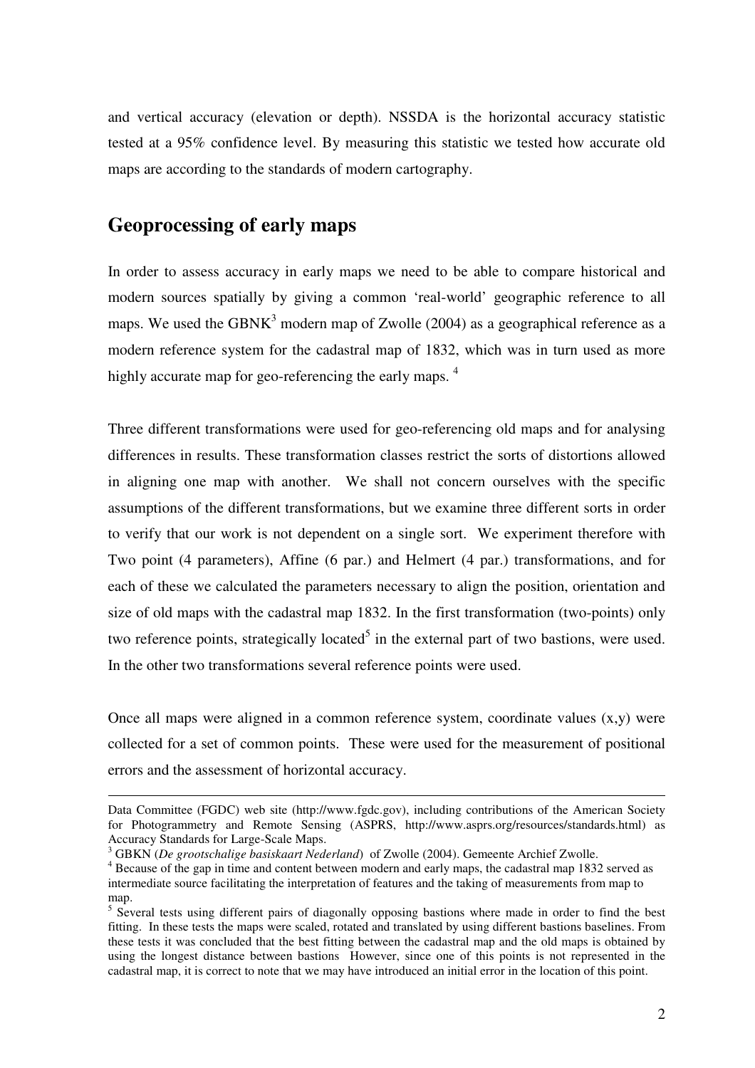and vertical accuracy (elevation or depth). NSSDA is the horizontal accuracy statistic tested at a 95% confidence level. By measuring this statistic we tested how accurate old maps are according to the standards of modern cartography.

## Geoprocessing of early maps

In order to assess accuracy in early maps we need to be able to compare historical and modern sources spatially by giving a common 'real-world' geographic reference to all maps. We used the GBNK[3] modern map of Zwolle (2004) as a geographical reference as a modern reference system for the cadastral map of 1832, which was in turn used as more highly accurate map for geo-referencing the early maps. [4]

Three different transformations were used for geo-referencing old maps and for analysing differences in results. These transformation classes restrict the sorts of distortions allowed in aligning one map with another. We shall not concern ourselves with the specific assumptions of the different transformations, but we examine three different sorts in order to verify that our work is not dependent on a single sort. We experiment therefore with Two point (4 parameters), Affine (6 par.) and Helmert (4 par.) transformations, and for each of these we calculated the parameters necessary to align the position, orientation and size of old maps with the cadastral map 1832. In the first transformation (two-points) only two reference points, strategically located[5] in the external part of two bastions, were used. In the other two transformations several reference points were used.

Once all maps were aligned in a common reference system, coordinate values (x,y) were collected for a set of common points. These were used for the measurement of positional errors and the assessment of horizontal accuracy.

---

Data Committee (FGDC) web site (http://www.fgdc.gov), including contributions of the American Society for Photogrammetry and Remote Sensing (ASPRS, http://www.asprs.org/resources/standards.html) as Accuracy Standards for Large-Scale Maps.

[3] GBKN (*De grootschalige basiskaart Nederland*) of Zwolle (2004). Gemeente Archief Zwolle.

[4] Because of the gap in time and content between modern and early maps, the cadastral map 1832 served as intermediate source facilitating the interpretation of features and the taking of measurements from map to map.

[5] Several tests using different pairs of diagonally opposing bastions where made in order to find the best fitting. In these tests the maps were scaled, rotated and translated by using different bastions baselines. From these tests it was concluded that the best fitting between the cadastral map and the old maps is obtained by using the longest distance between bastions However, since one of this points is not represented in the cadastral map, it is correct to note that we may have introduced an initial error in the location of this point.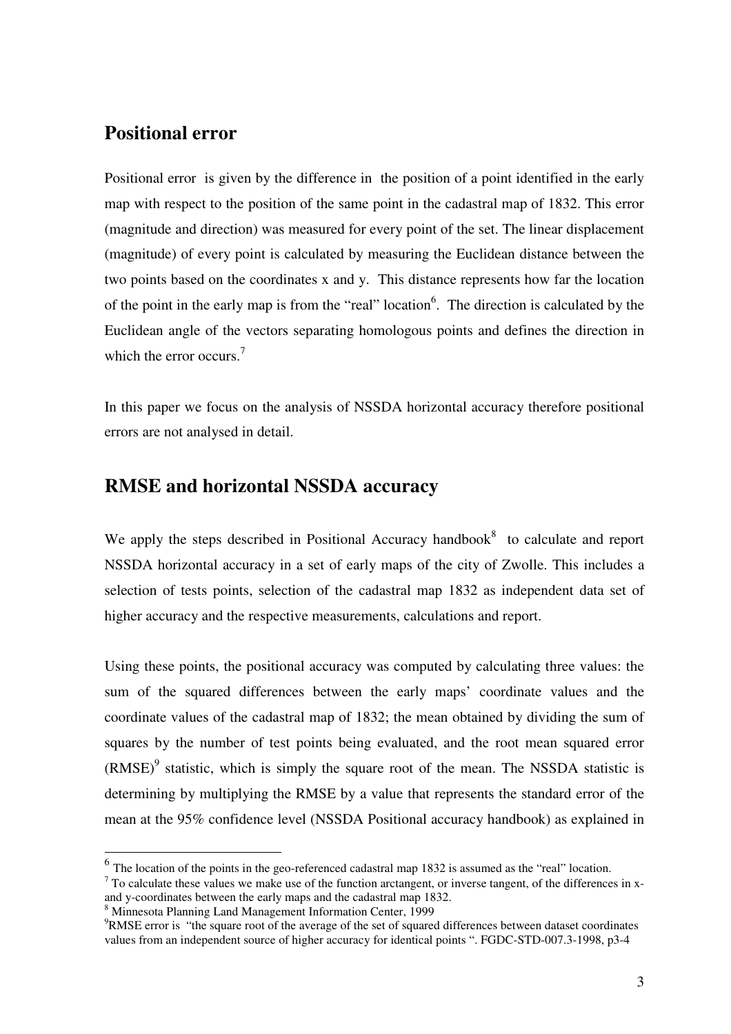## Positional error

Positional error is given by the difference in the position of a point identified in the early map with respect to the position of the same point in the cadastral map of 1832. This error (magnitude and direction) was measured for every point of the set. The linear displacement (magnitude) of every point is calculated by measuring the Euclidean distance between the two points based on the coordinates x and y. This distance represents how far the location of the point in the early map is from the "real" location[6]. The direction is calculated by the Euclidean angle of the vectors separating homologous points and defines the direction in which the error occurs.[7]

In this paper we focus on the analysis of NSSDA horizontal accuracy therefore positional errors are not analysed in detail.

## RMSE and horizontal NSSDA accuracy

We apply the steps described in Positional Accuracy handbook[8] to calculate and report NSSDA horizontal accuracy in a set of early maps of the city of Zwolle. This includes a selection of tests points, selection of the cadastral map 1832 as independent data set of higher accuracy and the respective measurements, calculations and report.

Using these points, the positional accuracy was computed by calculating three values: the sum of the squared differences between the early maps' coordinate values and the coordinate values of the cadastral map of 1832; the mean obtained by dividing the sum of squares by the number of test points being evaluated, and the root mean squared error (RMSE)[9] statistic, which is simply the square root of the mean. The NSSDA statistic is determining by multiplying the RMSE by a value that represents the standard error of the mean at the 95% confidence level (NSSDA Positional accuracy handbook) as explained in

---

[6] The location of the points in the geo-referenced cadastral map 1832 is assumed as the "real" location.

[7] To calculate these values we make use of the function arctangent, or inverse tangent, of the differences in x- and y-coordinates between the early maps and the cadastral map 1832.

[8] Minnesota Planning Land Management Information Center, 1999

[9] RMSE error is "the square root of the average of the set of squared differences between dataset coordinates values from an independent source of higher accuracy for identical points ". FGDC-STD-007.3-1998, p3-4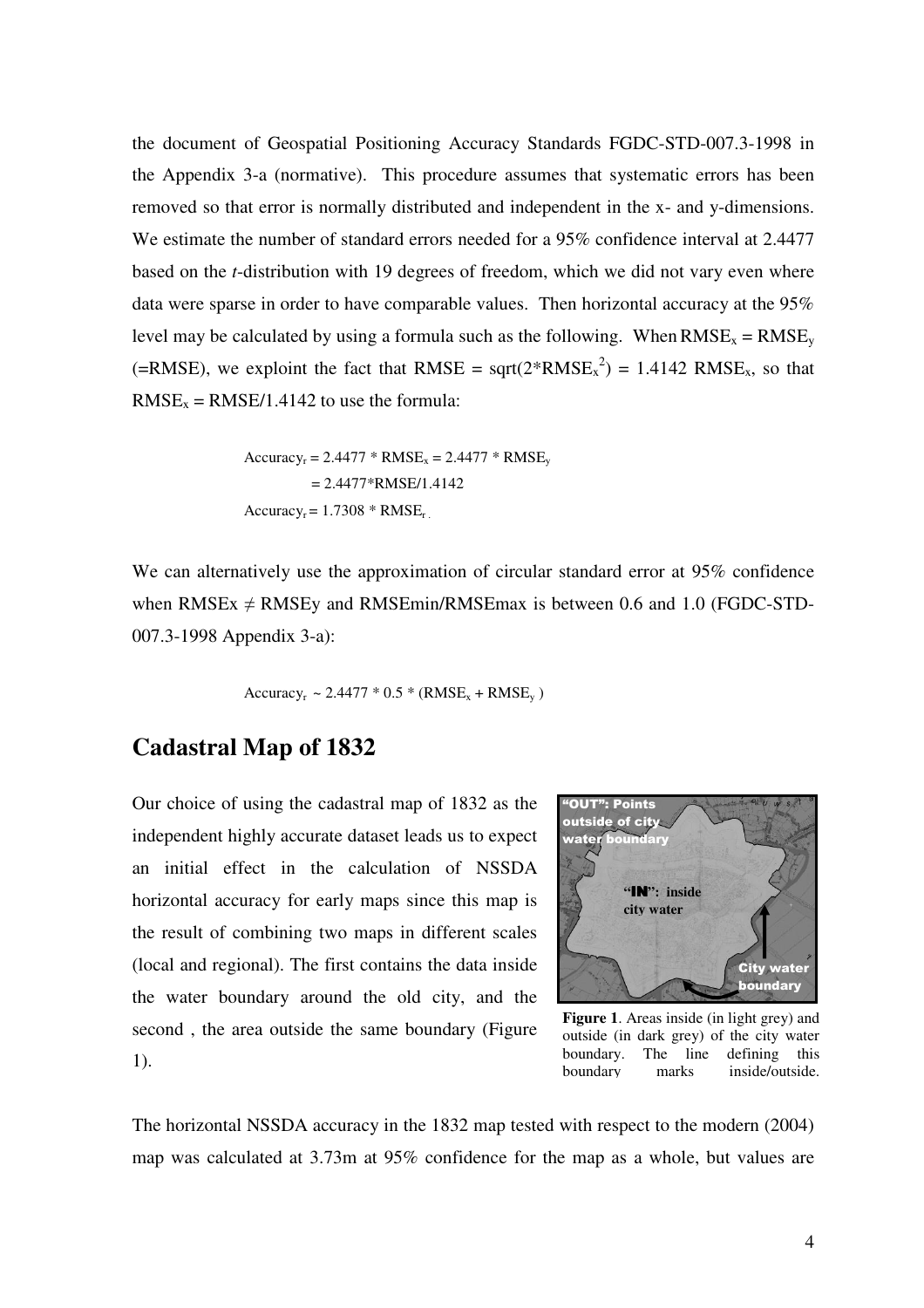the document of Geospatial Positioning Accuracy Standards FGDC-STD-007.3-1998 in the Appendix 3-a (normative). This procedure assumes that systematic errors has been removed so that error is normally distributed and independent in the x- and y-dimensions. We estimate the number of standard errors needed for a 95% confidence interval at 2.4477 based on the *t*-distribution with 19 degrees of freedom, which we did not vary even where data were sparse in order to have comparable values. Then horizontal accuracy at the 95% level may be calculated by using a formula such as the following. When $RMSE_x = RMSE_y$ (=RMSE), we exploint the fact that RMSE = $\text{sqrt}(2*RMSE_x^2) = 1.4142\ RMSE_x$, so that $RMSE_x = RMSE/1.4142$ to use the formula:

$$
\begin{aligned}
Accuracy_r &= 2.4477 * RMSE_x = 2.4477 * RMSE_y \\
&= 2.4477*RMSE/1.4142 \\
Accuracy_r &= 1.7308 * RMSE_r
\end{aligned}
$$

We can alternatively use the approximation of circular standard error at 95% confidence when $RMSE_x \neq RMSE_y$ and $RMSE_{min}/RMSE_{max}$ is between 0.6 and 1.0 (FGDC-STD-007.3-1998 Appendix 3-a):

$$Accuracy_r \sim 2.4477 * 0.5 * (RMSE_x + RMSE_y)$$

## Cadastral Map of 1832

Our choice of using the cadastral map of 1832 as the independent highly accurate dataset leads us to expect an initial effect in the calculation of NSSDA horizontal accuracy for early maps since this map is the result of combining two maps in different scales (local and regional). The first contains the data inside the water boundary around the old city, and the second , the area outside the same boundary (Figure 1).

**Figure 1**. Areas inside (in light grey) and outside (in dark grey) of the city water boundary. The line defining this boundary marks inside/outside.

The horizontal NSSDA accuracy in the 1832 map tested with respect to the modern (2004) map was calculated at 3.73m at 95% confidence for the map as a whole, but values are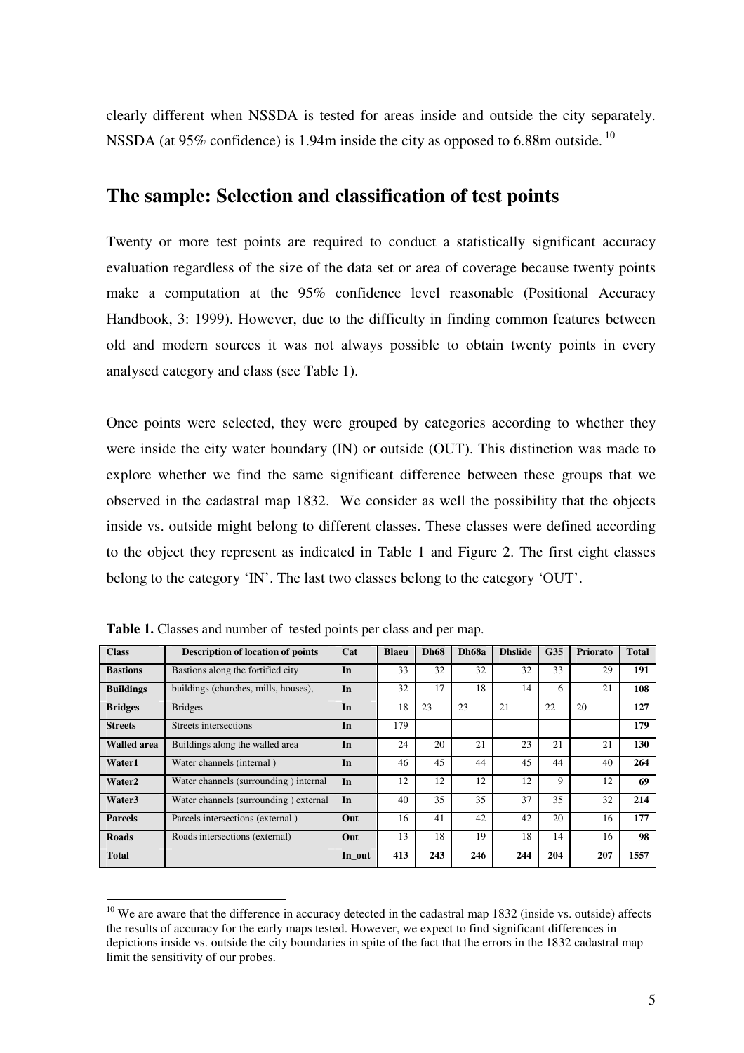clearly different when NSSDA is tested for areas inside and outside the city separately. NSSDA (at 95% confidence) is 1.94m inside the city as opposed to 6.88m outside. [10]

## The sample: Selection and classification of test points

Twenty or more test points are required to conduct a statistically significant accuracy evaluation regardless of the size of the data set or area of coverage because twenty points make a computation at the 95% confidence level reasonable (Positional Accuracy Handbook, 3: 1999). However, due to the difficulty in finding common features between old and modern sources it was not always possible to obtain twenty points in every analysed category and class (see Table 1).

Once points were selected, they were grouped by categories according to whether they were inside the city water boundary (IN) or outside (OUT). This distinction was made to explore whether we find the same significant difference between these groups that we observed in the cadastral map 1832. We consider as well the possibility that the objects inside vs. outside might belong to different classes. These classes were defined according to the object they represent as indicated in Table 1 and Figure 2. The first eight classes belong to the category 'IN'. The last two classes belong to the category 'OUT'.

**Table 1.** Classes and number of tested points per class and per map.

| Class | Description of location of points | Cat | Blaeu | Dh68 | Dh68a | Dhslide | G35 | Priorato | Total |
|---|---|---|---|---|---|---|---|---|---|
| **Bastions** | Bastions along the fortified city | **In** | 33 | 32 | 32 | 32 | 33 | 29 | **191** |
| **Buildings** | buildings (churches, mills, houses), | **In** | 32 | 17 | 18 | 14 | 6 | 21 | **108** |
| **Bridges** | Bridges | **In** | 18 | 23 | 23 | 21 | 22 | 20 | **127** |
| **Streets** | Streets intersections | **In** | 179 | | | | | | **179** |
| **Walled area** | Buildings along the walled area | **In** | 24 | 20 | 21 | 23 | 21 | 21 | **130** |
| **Water1** | Water channels (internal ) | **In** | 46 | 45 | 44 | 45 | 44 | 40 | **264** |
| **Water2** | Water channels (surrounding ) internal | **In** | 12 | 12 | 12 | 12 | 9 | 12 | **69** |
| **Water3** | Water channels (surrounding ) external | **In** | 40 | 35 | 35 | 37 | 35 | 32 | **214** |
| **Parcels** | Parcels intersections (external ) | **Out** | 16 | 41 | 42 | 42 | 20 | 16 | **177** |
| **Roads** | Roads intersections (external) | **Out** | 13 | 18 | 19 | 18 | 14 | 16 | **98** |
| **Total** | | **In_out** | **413** | **243** | **246** | **244** | **204** | **207** | **1557** |

[10] We are aware that the difference in accuracy detected in the cadastral map 1832 (inside vs. outside) affects the results of accuracy for the early maps tested. However, we expect to find significant differences in depictions inside vs. outside the city boundaries in spite of the fact that the errors in the 1832 cadastral map limit the sensitivity of our probes.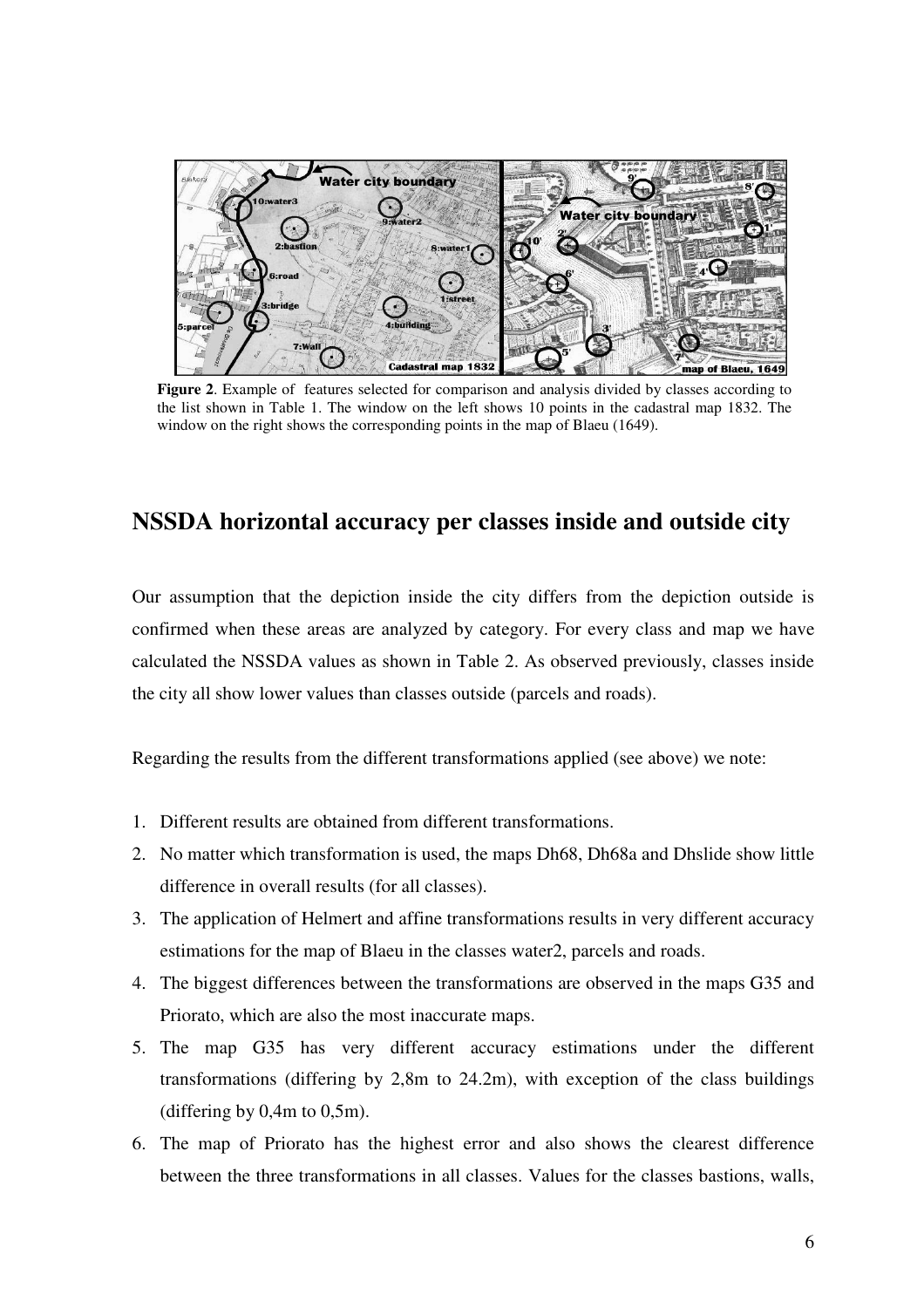**Figure 2**. Example of features selected for comparison and analysis divided by classes according to the list shown in Table 1. The window on the left shows 10 points in the cadastral map 1832. The window on the right shows the corresponding points in the map of Blaeu (1649).

## NSSDA horizontal accuracy per classes inside and outside city

Our assumption that the depiction inside the city differs from the depiction outside is confirmed when these areas are analyzed by category. For every class and map we have calculated the NSSDA values as shown in Table 2. As observed previously, classes inside the city all show lower values than classes outside (parcels and roads).

Regarding the results from the different transformations applied (see above) we note:

1. Different results are obtained from different transformations.
2. No matter which transformation is used, the maps Dh68, Dh68a and Dhslide show little difference in overall results (for all classes).
3. The application of Helmert and affine transformations results in very different accuracy estimations for the map of Blaeu in the classes water2, parcels and roads.
4. The biggest differences between the transformations are observed in the maps G35 and Priorato, which are also the most inaccurate maps.
5. The map G35 has very different accuracy estimations under the different transformations (differing by 2,8m to 24.2m), with exception of the class buildings (differing by 0,4m to 0,5m).
6. The map of Priorato has the highest error and also shows the clearest difference between the three transformations in all classes. Values for the classes bastions, walls,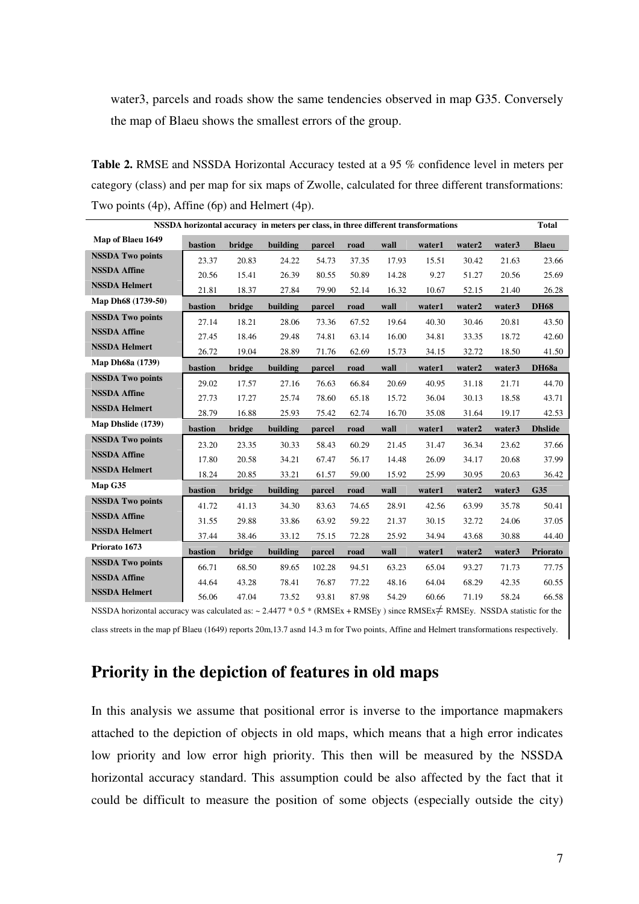water3, parcels and roads show the same tendencies observed in map G35. Conversely the map of Blaeu shows the smallest errors of the group.

**Table 2.** RMSE and NSSDA Horizontal Accuracy tested at a 95 % confidence level in meters per category (class) and per map for six maps of Zwolle, calculated for three different transformations: Two points (4p), Affine (6p) and Helmert (4p).

| NSSDA horizontal accuracy in meters per class, in three different transformations | | | | | | | | | | Total |
|---|---|---|---|---|---|---|---|---|---|---|
| **Map of Blaeu 1649** | **bastion** | **bridge** | **building** | **parcel** | **road** | **wall** | **water1** | **water2** | **water3** | **Blaeu** |
| **NSSDA Two points** | 23.37 | 20.83 | 24.22 | 54.73 | 37.35 | 17.93 | 15.51 | 30.42 | 21.63 | 23.66 |
| **NSSDA Affine** | 20.56 | 15.41 | 26.39 | 80.55 | 50.89 | 14.28 | 9.27 | 51.27 | 20.56 | 25.69 |
| **NSSDA Helmert** | 21.81 | 18.37 | 27.84 | 79.90 | 52.14 | 16.32 | 10.67 | 52.15 | 21.40 | 26.28 |
| **Map Dh68 (1739-50)** | **bastion** | **bridge** | **building** | **parcel** | **road** | **wall** | **water1** | **water2** | **water3** | **DH68** |
| **NSSDA Two points** | 27.14 | 18.21 | 28.06 | 73.36 | 67.52 | 19.64 | 40.30 | 30.46 | 20.81 | 43.50 |
| **NSSDA Affine** | 27.45 | 18.46 | 29.48 | 74.81 | 63.14 | 16.00 | 34.81 | 33.35 | 18.72 | 42.60 |
| **NSSDA Helmert** | 26.72 | 19.04 | 28.89 | 71.76 | 62.69 | 15.73 | 34.15 | 32.72 | 18.50 | 41.50 |
| **Map Dh68a (1739)** | **bastion** | **bridge** | **building** | **parcel** | **road** | **wall** | **water1** | **water2** | **water3** | **DH68a** |
| **NSSDA Two points** | 29.02 | 17.57 | 27.16 | 76.63 | 66.84 | 20.69 | 40.95 | 31.18 | 21.71 | 44.70 |
| **NSSDA Affine** | 27.73 | 17.27 | 25.74 | 78.60 | 65.18 | 15.72 | 36.04 | 30.13 | 18.58 | 43.71 |
| **NSSDA Helmert** | 28.79 | 16.88 | 25.93 | 75.42 | 62.74 | 16.70 | 35.08 | 31.64 | 19.17 | 42.53 |
| **Map Dhslide (1739)** | **bastion** | **bridge** | **building** | **parcel** | **road** | **wall** | **water1** | **water2** | **water3** | **Dhslide** |
| **NSSDA Two points** | 23.20 | 23.35 | 30.33 | 58.43 | 60.29 | 21.45 | 31.47 | 36.34 | 23.62 | 37.66 |
| **NSSDA Affine** | 17.80 | 20.58 | 34.21 | 67.47 | 56.17 | 14.48 | 26.09 | 34.17 | 20.68 | 37.99 |
| **NSSDA Helmert** | 18.24 | 20.85 | 33.21 | 61.57 | 59.00 | 15.92 | 25.99 | 30.95 | 20.63 | 36.42 |
| **Map G35** | **bastion** | **bridge** | **building** | **parcel** | **road** | **wall** | **water1** | **water2** | **water3** | **G35** |
| **NSSDA Two points** | 41.72 | 41.13 | 34.30 | 83.63 | 74.65 | 28.91 | 42.56 | 63.99 | 35.78 | 50.41 |
| **NSSDA Affine** | 31.55 | 29.88 | 33.86 | 63.92 | 59.22 | 21.37 | 30.15 | 32.72 | 24.06 | 37.05 |
| **NSSDA Helmert** | 37.44 | 38.46 | 33.12 | 75.15 | 72.28 | 25.92 | 34.94 | 43.68 | 30.88 | 44.40 |
| **Priorato 1673** | **bastion** | **bridge** | **building** | **parcel** | **road** | **wall** | **water1** | **water2** | **water3** | **Priorato** |
| **NSSDA Two points** | 66.71 | 68.50 | 89.65 | 102.28 | 94.51 | 63.23 | 65.04 | 93.27 | 71.73 | 77.75 |
| **NSSDA Affine** | 44.64 | 43.28 | 78.41 | 76.87 | 77.22 | 48.16 | 64.04 | 68.29 | 42.35 | 60.55 |
| **NSSDA Helmert** | 56.06 | 47.04 | 73.52 | 93.81 | 87.98 | 54.29 | 60.66 | 71.19 | 58.24 | 66.58 |

NSSDA horizontal accuracy was calculated as: ~ 2.4477 * 0.5 * ($RMSE_x$ + $RMSE_y$ ) since $RMSE_x \neq RMSE_y$. NSSDA statistic for the class streets in the map pf Blaeu (1649) reports 20m,13.7 asnd 14.3 m for Two points, Affine and Helmert transformations respectively.

## Priority in the depiction of features in old maps

In this analysis we assume that positional error is inverse to the importance mapmakers attached to the depiction of objects in old maps, which means that a high error indicates low priority and low error high priority. This then will be measured by the NSSDA horizontal accuracy standard. This assumption could be also affected by the fact that it could be difficult to measure the position of some objects (especially outside the city)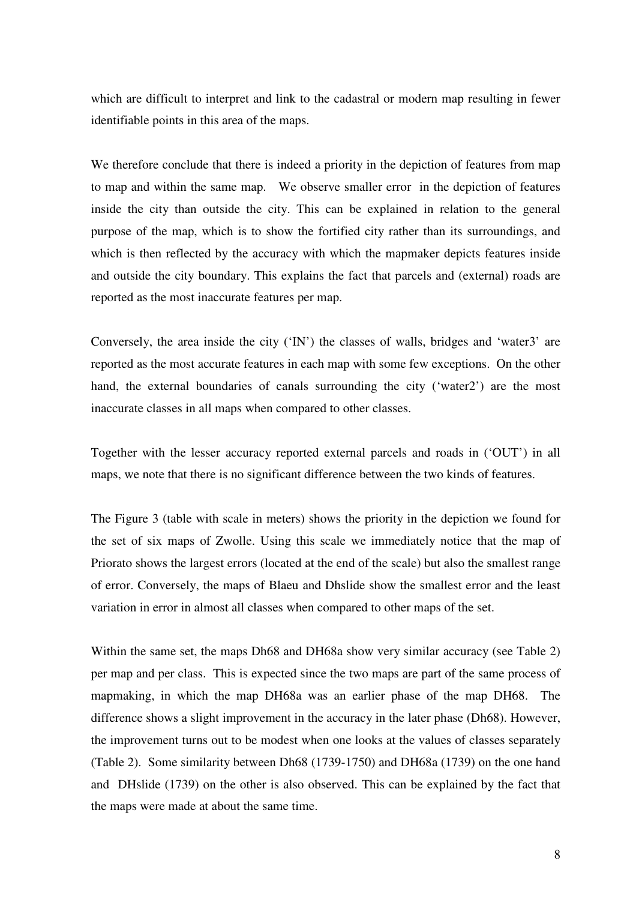which are difficult to interpret and link to the cadastral or modern map resulting in fewer identifiable points in this area of the maps.

We therefore conclude that there is indeed a priority in the depiction of features from map to map and within the same map. We observe smaller error in the depiction of features inside the city than outside the city. This can be explained in relation to the general purpose of the map, which is to show the fortified city rather than its surroundings, and which is then reflected by the accuracy with which the mapmaker depicts features inside and outside the city boundary. This explains the fact that parcels and (external) roads are reported as the most inaccurate features per map.

Conversely, the area inside the city ('IN') the classes of walls, bridges and 'water3' are reported as the most accurate features in each map with some few exceptions. On the other hand, the external boundaries of canals surrounding the city ('water2') are the most inaccurate classes in all maps when compared to other classes.

Together with the lesser accuracy reported external parcels and roads in ('OUT') in all maps, we note that there is no significant difference between the two kinds of features.

The Figure 3 (table with scale in meters) shows the priority in the depiction we found for the set of six maps of Zwolle. Using this scale we immediately notice that the map of Priorato shows the largest errors (located at the end of the scale) but also the smallest range of error. Conversely, the maps of Blaeu and Dhslide show the smallest error and the least variation in error in almost all classes when compared to other maps of the set.

Within the same set, the maps Dh68 and DH68a show very similar accuracy (see Table 2) per map and per class. This is expected since the two maps are part of the same process of mapmaking, in which the map DH68a was an earlier phase of the map DH68. The difference shows a slight improvement in the accuracy in the later phase (Dh68). However, the improvement turns out to be modest when one looks at the values of classes separately (Table 2). Some similarity between Dh68 (1739-1750) and DH68a (1739) on the one hand and DHslide (1739) on the other is also observed. This can be explained by the fact that the maps were made at about the same time.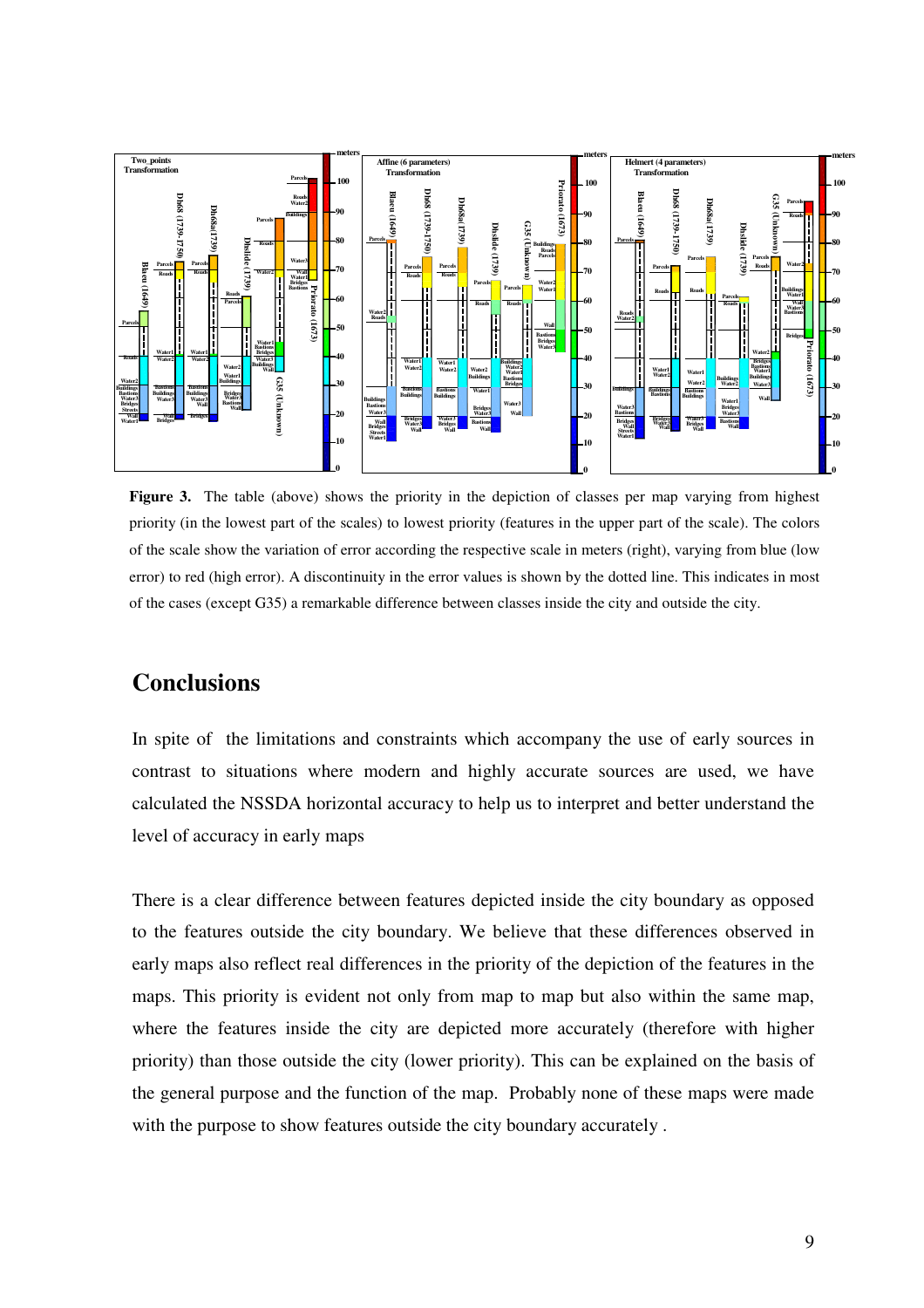**Figure 3.** The table (above) shows the priority in the depiction of classes per map varying from highest priority (in the lowest part of the scales) to lowest priority (features in the upper part of the scale). The colors of the scale show the variation of error according the respective scale in meters (right), varying from blue (low error) to red (high error). A discontinuity in the error values is shown by the dotted line. This indicates in most of the cases (except G35) a remarkable difference between classes inside the city and outside the city.

## Conclusions

In spite of the limitations and constraints which accompany the use of early sources in contrast to situations where modern and highly accurate sources are used, we have calculated the NSSDA horizontal accuracy to help us to interpret and better understand the level of accuracy in early maps

There is a clear difference between features depicted inside the city boundary as opposed to the features outside the city boundary. We believe that these differences observed in early maps also reflect real differences in the priority of the depiction of the features in the maps. This priority is evident not only from map to map but also within the same map, where the features inside the city are depicted more accurately (therefore with higher priority) than those outside the city (lower priority). This can be explained on the basis of the general purpose and the function of the map. Probably none of these maps were made with the purpose to show features outside the city boundary accurately .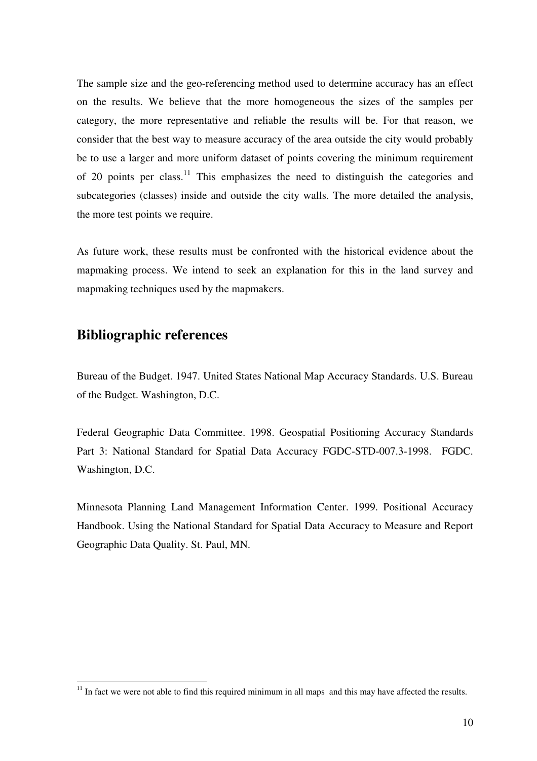The sample size and the geo-referencing method used to determine accuracy has an effect on the results. We believe that the more homogeneous the sizes of the samples per category, the more representative and reliable the results will be. For that reason, we consider that the best way to measure accuracy of the area outside the city would probably be to use a larger and more uniform dataset of points covering the minimum requirement of 20 points per class.[11] This emphasizes the need to distinguish the categories and subcategories (classes) inside and outside the city walls. The more detailed the analysis, the more test points we require.

As future work, these results must be confronted with the historical evidence about the mapmaking process. We intend to seek an explanation for this in the land survey and mapmaking techniques used by the mapmakers.

## Bibliographic references

Bureau of the Budget. 1947. United States National Map Accuracy Standards. U.S. Bureau of the Budget. Washington, D.C.

Federal Geographic Data Committee. 1998. Geospatial Positioning Accuracy Standards Part 3: National Standard for Spatial Data Accuracy FGDC-STD-007.3-1998. FGDC. Washington, D.C.

Minnesota Planning Land Management Information Center. 1999. Positional Accuracy Handbook. Using the National Standard for Spatial Data Accuracy to Measure and Report Geographic Data Quality. St. Paul, MN.

---

[11] In fact we were not able to find this required minimum in all maps and this may have affected the results.